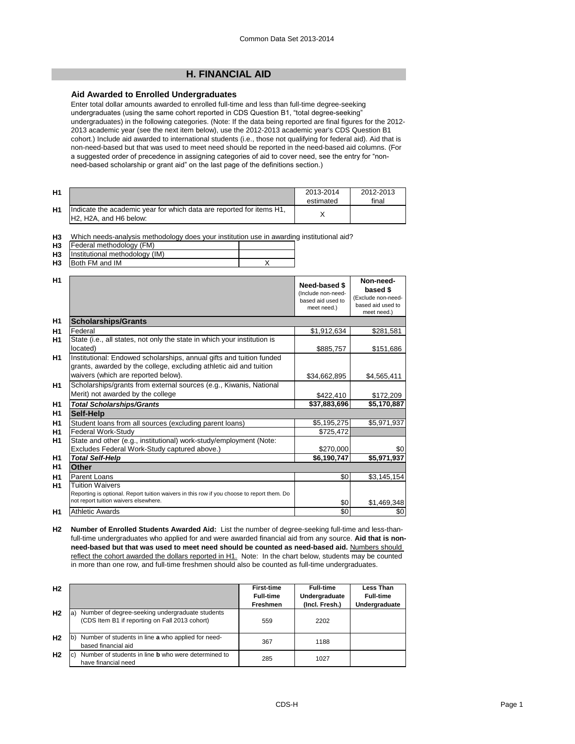## H. FINANCIAL AID

### Aid Awarded to Enrolled Undergraduates

Enter total dollar amounts awarded to enrolled full-time and less than full-time degree-seeking undergraduates (using the same cohort reported in CDS Question B1, "total degree-seeking" undergraduates) in the following categories. (Note: If the data being reported are final figures for the 2012-2013 academic year (see the next item below), use the 2012-2013 academic year's CDS Question B1 cohort.) Include aid awarded to international students (i.e., those not qualifying for federal aid). Aid that is non-need-based but that was used to meet need should be reported in the need-based aid columns. (For a suggested order of precedence in assigning categories of aid to cover need, see the entry for "non-need-based scholarship or grant aid" on the last page of the definitions section.)

| | | 2013-2014 estimated | 2012-2013 final |
|---|---|---|---|
| H1 | Indicate the academic year for which data are reported for items H1, H2, H2A, and H6 below: | X | |

**H3** Which needs-analysis methodology does your institution use in awarding institutional aid?

| | | |
|---|---|---|
| H3 | Federal methodology (FM) | |
| H3 | Institutional methodology (IM) | |
| H3 | Both FM and IM | X |

| | | Need-based $ (Include non-need-based aid used to meet need.) | Non-need-based $ (Exclude non-need-based aid used to meet need.) |
|---|---|---|---|
| H1 | **Scholarships/Grants** | | |
| H1 | Federal | $1,912,634 | $281,581 |
| H1 | State (i.e., all states, not only the state in which your institution is located) | $885,757 | $151,686 |
| H1 | Institutional: Endowed scholarships, annual gifts and tuition funded grants, awarded by the college, excluding athletic aid and tuition waivers (which are reported below). | $34,662,895 | $4,565,411 |
| H1 | Scholarships/grants from external sources (e.g., Kiwanis, National Merit) not awarded by the college | $422,410 | $172,209 |
| H1 | ***Total Scholarships/Grants*** | **$37,883,696** | **$5,170,887** |
| H1 | **Self-Help** | | |
| H1 | Student loans from all sources (excluding parent loans) | $5,195,275 | $5,971,937 |
| H1 | Federal Work-Study | $725,472 | |
| H1 | State and other (e.g., institutional) work-study/employment (Note: Excludes Federal Work-Study captured above.) | $270,000 | $0 |
| H1 | ***Total Self-Help*** | **$6,190,747** | **$5,971,937** |
| H1 | **Other** | | |
| H1 | Parent Loans | $0 | $3,145,154 |
| H1 | Tuition Waivers<br>Reporting is optional. Report tuition waivers in this row if you choose to report them. Do not report tuition waivers elsewhere. | $0 | $1,469,348 |
| H1 | Athletic Awards | $0 | $0 |

**H2 Number of Enrolled Students Awarded Aid:** List the number of degree-seeking full-time and less-than-full-time undergraduates who applied for and were awarded financial aid from any source. **Aid that is non-need-based but that was used to meet need should be counted as need-based aid.** Numbers should reflect the cohort awarded the dollars reported in H1. Note: In the chart below, students may be counted in more than one row, and full-time freshmen should also be counted as full-time undergraduates.

| | | First-time Full-time Freshmen | Full-time Undergraduate (Incl. Fresh.) | Less Than Full-time Undergraduate |
|---|---|---|---|---|
| H2 | a) Number of degree-seeking undergraduate students (CDS Item B1 if reporting on Fall 2013 cohort) | 559 | 2202 | |
| H2 | b) Number of students in line **a** who applied for need-based financial aid | 367 | 1188 | |
| H2 | c) Number of students in line **b** who were determined to have financial need | 285 | 1027 | |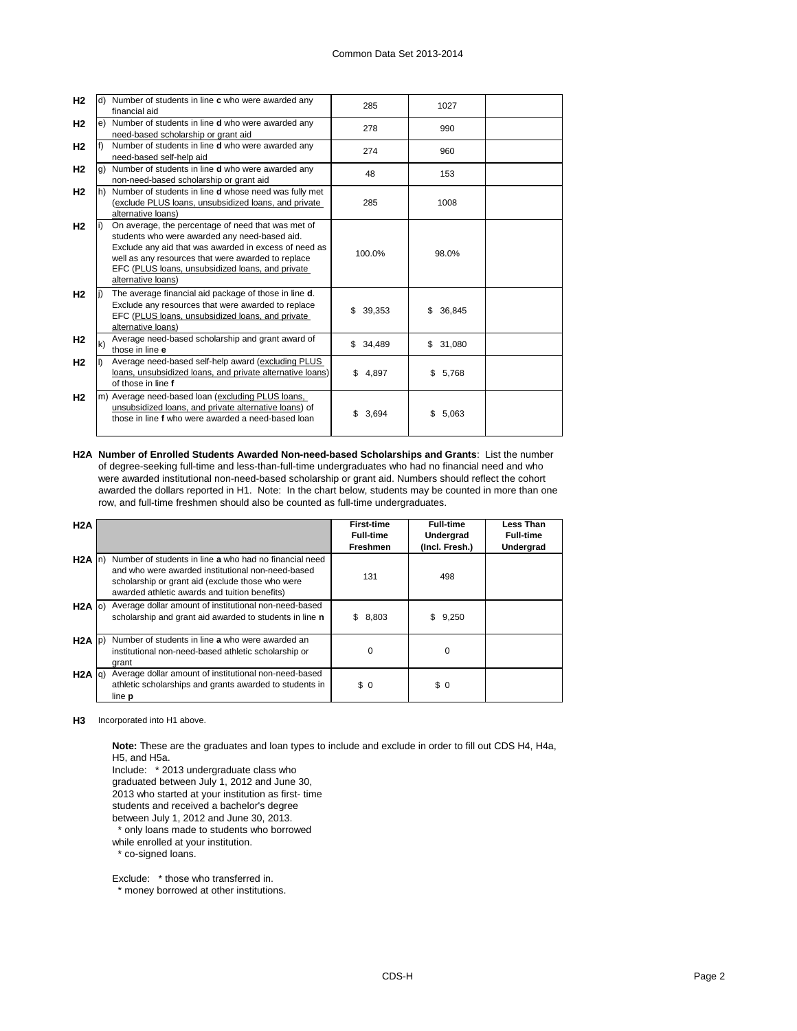| | | | | |
|---|---|---|---|---|
| H2 | d) Number of students in line **c** who were awarded any financial aid | 285 | 1027 | |
| H2 | e) Number of students in line **d** who were awarded any need-based scholarship or grant aid | 278 | 990 | |
| H2 | f) Number of students in line **d** who were awarded any need-based self-help aid | 274 | 960 | |
| H2 | g) Number of students in line **d** who were awarded any non-need-based scholarship or grant aid | 48 | 153 | |
| H2 | h) Number of students in line **d** whose need was fully met (exclude PLUS loans, unsubsidized loans, and private alternative loans) | 285 | 1008 | |
| H2 | i) On average, the percentage of need that was met of students who were awarded any need-based aid. Exclude any aid that was awarded in excess of need as well as any resources that were awarded to replace EFC (PLUS loans, unsubsidized loans, and private alternative loans) | 100.0% | 98.0% | |
| H2 | j) The average financial aid package of those in line **d**. Exclude any resources that were awarded to replace EFC (PLUS loans, unsubsidized loans, and private alternative loans) | $ 39,353 | $ 36,845 | |
| H2 | k) Average need-based scholarship and grant award of those in line **e** | $ 34,489 | $ 31,080 | |
| H2 | l) Average need-based self-help award (excluding PLUS loans, unsubsidized loans, and private alternative loans) of those in line **f** | $ 4,897 | $ 5,768 | |
| H2 | m) Average need-based loan (excluding PLUS loans, unsubsidized loans, and private alternative loans) of those in line **f** who were awarded a need-based loan | $ 3,694 | $ 5,063 | |

**H2A Number of Enrolled Students Awarded Non-need-based Scholarships and Grants**: List the number of degree-seeking full-time and less-than-full-time undergraduates who had no financial need and who were awarded institutional non-need-based scholarship or grant aid. Numbers should reflect the cohort awarded the dollars reported in H1. Note: In the chart below, students may be counted in more than one row, and full-time freshmen should also be counted as full-time undergraduates.

| H2A | | First-time Full-time Freshmen | Full-time Undergrad (Incl. Fresh.) | Less Than Full-time Undergrad |
|---|---|---|---|---|
| H2A | n) Number of students in line **a** who had no financial need and who were awarded institutional non-need-based scholarship or grant aid (exclude those who were awarded athletic awards and tuition benefits) | 131 | 498 | |
| H2A | o) Average dollar amount of institutional non-need-based scholarship and grant aid awarded to students in line **n** | $ 8,803 | $ 9,250 | |
| H2A | p) Number of students in line **a** who were awarded an institutional non-need-based athletic scholarship or grant | 0 | 0 | |
| H2A | q) Average dollar amount of institutional non-need-based athletic scholarships and grants awarded to students in line **p** | $ 0 | $ 0 | |

**H3** Incorporated into H1 above.

**Note:** These are the graduates and loan types to include and exclude in order to fill out CDS H4, H4a, H5, and H5a.

Include: * 2013 undergraduate class who graduated between July 1, 2012 and June 30, 2013 who started at your institution as first- time students and received a bachelor's degree between July 1, 2012 and June 30, 2013.
* only loans made to students who borrowed while enrolled at your institution.
* co-signed loans.

Exclude: * those who transferred in.
* money borrowed at other institutions.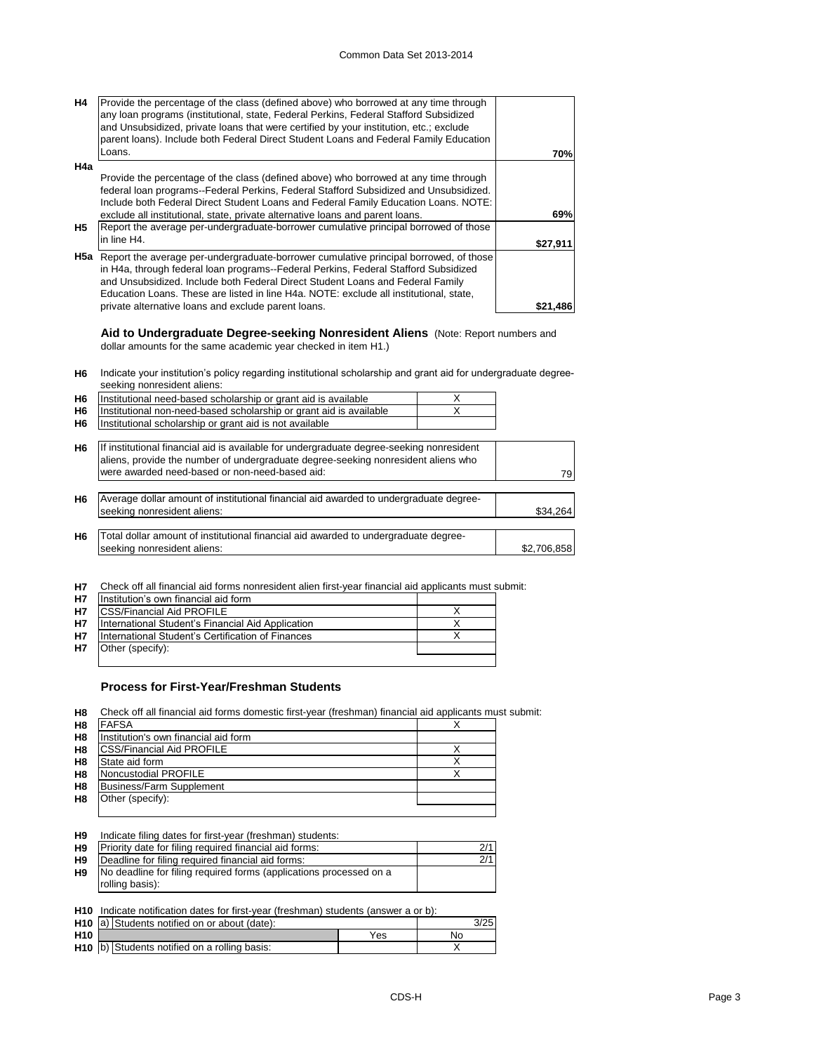| | | |
|---|---|---|
| H4 | Provide the percentage of the class (defined above) who borrowed at any time through any loan programs (institutional, state, Federal Perkins, Federal Stafford Subsidized and Unsubsidized, private loans that were certified by your institution, etc.; exclude parent loans). Include both Federal Direct Student Loans and Federal Family Education Loans. | 70% |
| H4a | Provide the percentage of the class (defined above) who borrowed at any time through federal loan programs--Federal Perkins, Federal Stafford Subsidized and Unsubsidized. Include both Federal Direct Student Loans and Federal Family Education Loans. NOTE: exclude all institutional, state, private alternative loans and parent loans. | 69% |
| H5 | Report the average per-undergraduate-borrower cumulative principal borrowed of those in line H4. | $27,911 |
| H5a | Report the average per-undergraduate-borrower cumulative principal borrowed, of those in H4a, through federal loan programs--Federal Perkins, Federal Stafford Subsidized and Unsubsidized. Include both Federal Direct Student Loans and Federal Family Education Loans. These are listed in line H4a. NOTE: exclude all institutional, state, private alternative loans and exclude parent loans. | $21,486 |

### Aid to Undergraduate Degree-seeking Nonresident Aliens

(Note: Report numbers and dollar amounts for the same academic year checked in item H1.)

**H6** Indicate your institution's policy regarding institutional scholarship and grant aid for undergraduate degree-seeking nonresident aliens:

| | | |
|---|---|---|
| H6 | Institutional need-based scholarship or grant aid is available | X |
| H6 | Institutional non-need-based scholarship or grant aid is available | X |
| H6 | Institutional scholarship or grant aid is not available | |

| | | |
|---|---|---|
| H6 | If institutional financial aid is available for undergraduate degree-seeking nonresident aliens, provide the number of undergraduate degree-seeking nonresident aliens who were awarded need-based or non-need-based aid: | 79 |
| H6 | Average dollar amount of institutional financial aid awarded to undergraduate degree-seeking nonresident aliens: | $34,264 |
| H6 | Total dollar amount of institutional financial aid awarded to undergraduate degree-seeking nonresident aliens: | $2,706,858 |

**H7** Check off all financial aid forms nonresident alien first-year financial aid applicants must submit:

| | | |
|---|---|---|
| H7 | Institution's own financial aid form | |
| H7 | CSS/Financial Aid PROFILE | X |
| H7 | International Student's Financial Aid Application | X |
| H7 | International Student's Certification of Finances | X |
| H7 | Other (specify): | |

### Process for First-Year/Freshman Students

**H8** Check off all financial aid forms domestic first-year (freshman) financial aid applicants must submit:

| | | |
|---|---|---|
| H8 | FAFSA | X |
| H8 | Institution's own financial aid form | |
| H8 | CSS/Financial Aid PROFILE | X |
| H8 | State aid form | X |
| H8 | Noncustodial PROFILE | X |
| H8 | Business/Farm Supplement | |
| H8 | Other (specify): | |

**H9** Indicate filing dates for first-year (freshman) students:

| | | |
|---|---|---|
| H9 | Priority date for filing required financial aid forms: | 2/1 |
| H9 | Deadline for filing required financial aid forms: | 2/1 |
| H9 | No deadline for filing required forms (applications processed on a rolling basis): | |

**H10** Indicate notification dates for first-year (freshman) students (answer a or b):

| | | | |
|---|---|---|---|
| H10 | a) Students notified on or about (date): | | 3/25 |
| H10 | | Yes | No |
| H10 | b) Students notified on a rolling basis: | | X |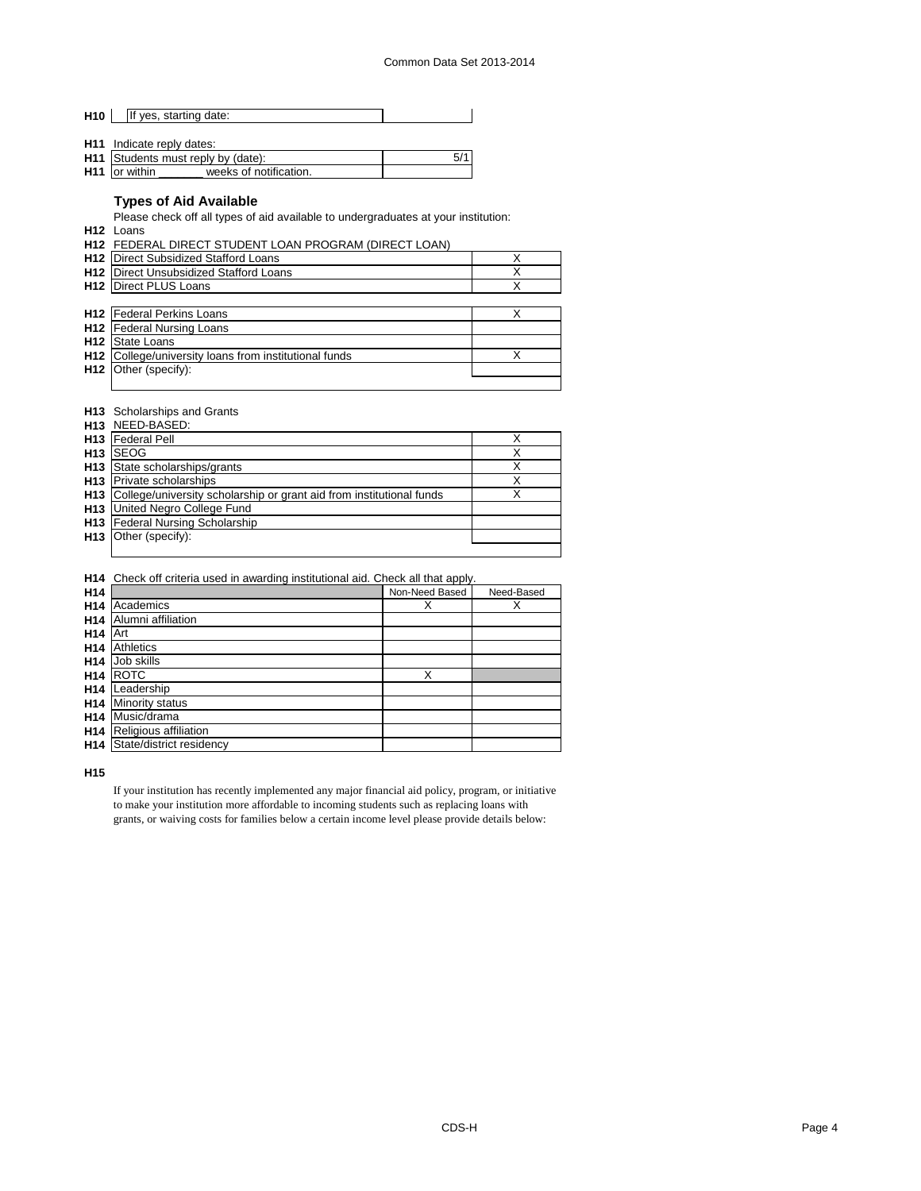| | | |
|---|---|---|
| H10 | If yes, starting date: | |

H11 Indicate reply dates:

| | | |
|---|---|---|
| H11 | Students must reply by (date): | 5/1 |
| H11 | or within _______ weeks of notification. | |

### Types of Aid Available

Please check off all types of aid available to undergraduates at your institution:

H12 Loans

H12 FEDERAL DIRECT STUDENT LOAN PROGRAM (DIRECT LOAN)

| | | |
|---|---|---|
| H12 | Direct Subsidized Stafford Loans | X |
| H12 | Direct Unsubsidized Stafford Loans | X |
| H12 | Direct PLUS Loans | X |

| | | |
|---|---|---|
| H12 | Federal Perkins Loans | X |
| H12 | Federal Nursing Loans | |
| H12 | State Loans | |
| H12 | College/university loans from institutional funds | X |
| H12 | Other (specify): | |

H13 Scholarships and Grants

H13 NEED-BASED:

| | | |
|---|---|---|
| H13 | Federal Pell | X |
| H13 | SEOG | X |
| H13 | State scholarships/grants | X |
| H13 | Private scholarships | X |
| H13 | College/university scholarship or grant aid from institutional funds | X |
| H13 | United Negro College Fund | |
| H13 | Federal Nursing Scholarship | |
| H13 | Other (specify): | |

H14 Check off criteria used in awarding institutional aid. Check all that apply.

| H14 | | Non-Need Based | Need-Based |
|---|---|---|---|
| H14 | Academics | X | X |
| H14 | Alumni affiliation | | |
| H14 | Art | | |
| H14 | Athletics | | |
| H14 | Job skills | | |
| H14 | ROTC | X | |
| H14 | Leadership | | |
| H14 | Minority status | | |
| H14 | Music/drama | | |
| H14 | Religious affiliation | | |
| H14 | State/district residency | | |

H15

If your institution has recently implemented any major financial aid policy, program, or initiative to make your institution more affordable to incoming students such as replacing loans with grants, or waiving costs for families below a certain income level please provide details below: